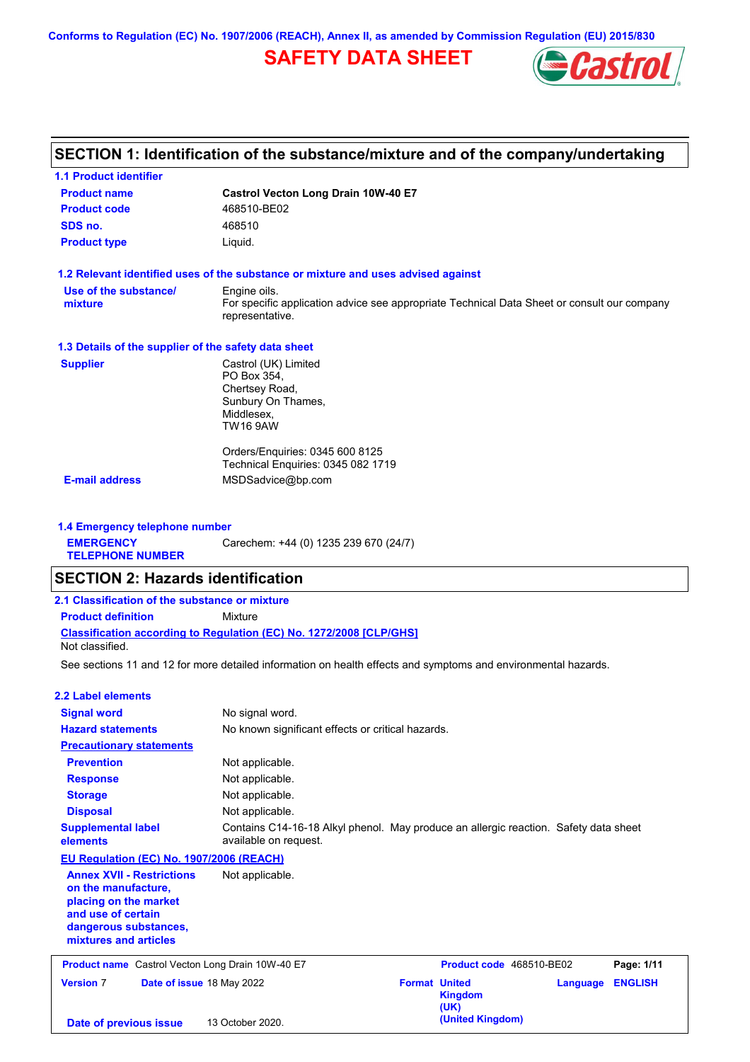Conforms to Regulation (EC) No. 1907/2006 (REACH), Annex II, as amended by Commission Regulation (EU) 2015/830

# SAFETY DATA SHEET

## SECTION 1: Identification of the substance/mixture and of the company/undertaking

### 1.1 Product identifier

| | |
|---|---|
| **Product name** | **Castrol Vecton Long Drain 10W-40 E7** |
| **Product code** | 468510-BE02 |
| **SDS no.** | 468510 |
| **Product type** | Liquid. |

### 1.2 Relevant identified uses of the substance or mixture and uses advised against

| | |
|---|---|
| **Use of the substance/ mixture** | Engine oils. For specific application advice see appropriate Technical Data Sheet or consult our company representative. |

### 1.3 Details of the supplier of the safety data sheet

| | |
|---|---|
| **Supplier** | Castrol (UK) Limited<br>PO Box 354,<br>Chertsey Road,<br>Sunbury On Thames,<br>Middlesex,<br>TW16 9AW<br><br>Orders/Enquiries: 0345 600 8125<br>Technical Enquiries: 0345 082 1719 |
| **E-mail address** | MSDSadvice@bp.com |

### 1.4 Emergency telephone number

| | |
|---|---|
| **EMERGENCY TELEPHONE NUMBER** | Carechem: +44 (0) 1235 239 670 (24/7) |

## SECTION 2: Hazards identification

### 2.1 Classification of the substance or mixture

| | |
|---|---|
| **Product definition** | Mixture |

**Classification according to Regulation (EC) No. 1272/2008 [CLP/GHS]**

Not classified.

See sections 11 and 12 for more detailed information on health effects and symptoms and environmental hazards.

### 2.2 Label elements

| | |
|---|---|
| **Signal word** | No signal word. |
| **Hazard statements** | No known significant effects or critical hazards. |
| **Precautionary statements** | |
| **Prevention** | Not applicable. |
| **Response** | Not applicable. |
| **Storage** | Not applicable. |
| **Disposal** | Not applicable. |
| **Supplemental label elements** | Contains C14-16-18 Alkyl phenol. May produce an allergic reaction. Safety data sheet available on request. |

**EU Regulation (EC) No. 1907/2006 (REACH)**

| | |
|---|---|
| **Annex XVII - Restrictions on the manufacture, placing on the market and use of certain dangerous substances, mixtures and articles** | Not applicable. |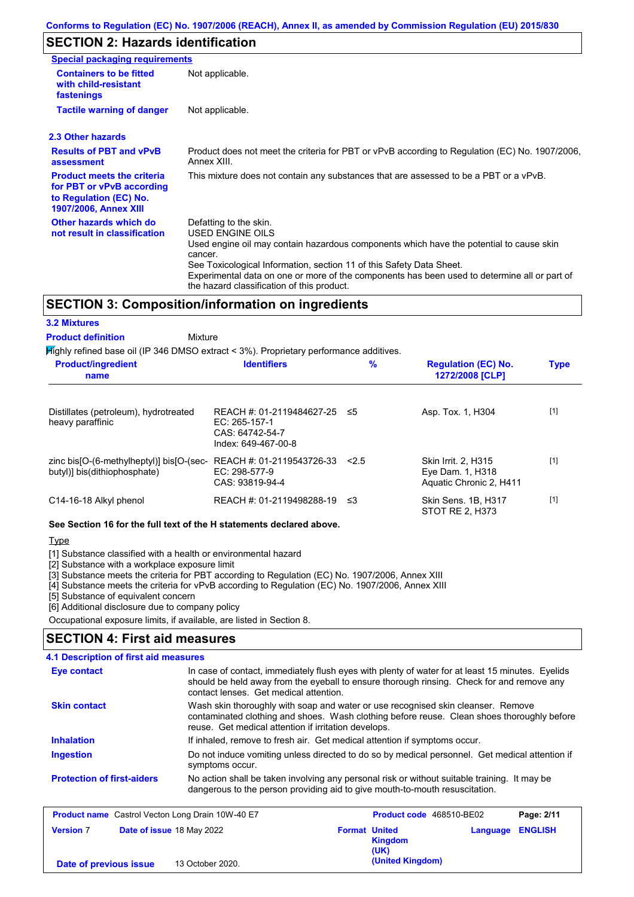## SECTION 2: Hazards identification

**Special packaging requirements**

| | |
|---|---|
| **Containers to be fitted with child-resistant fastenings** | Not applicable. |
| **Tactile warning of danger** | Not applicable. |

### 2.3 Other hazards

| | |
|---|---|
| **Results of PBT and vPvB assessment** | Product does not meet the criteria for PBT or vPvB according to Regulation (EC) No. 1907/2006, Annex XIII. |
| **Product meets the criteria for PBT or vPvB according to Regulation (EC) No. 1907/2006, Annex XIII** | This mixture does not contain any substances that are assessed to be a PBT or a vPvB. |
| **Other hazards which do not result in classification** | Defatting to the skin. USED ENGINE OILS Used engine oil may contain hazardous components which have the potential to cause skin cancer. See Toxicological Information, section 11 of this Safety Data Sheet. Experimental data on one or more of the components has been used to determine all or part of the hazard classification of this product. |

## SECTION 3: Composition/information on ingredients

### 3.2 Mixtures

**Product definition** Mixture

Highly refined base oil (IP 346 DMSO extract < 3%). Proprietary performance additives.

| Product/ingredient name | Identifiers | % | Regulation (EC) No. 1272/2008 [CLP] | Type |
|---|---|---|---|---|
| Distillates (petroleum), hydrotreated heavy paraffinic | REACH #: 01-2119484627-25<br>EC: 265-157-1<br>CAS: 64742-54-7<br>Index: 649-467-00-8 | ≤5 | Asp. Tox. 1, H304 | [1] |
| zinc bis[O-(6-methylheptyl)] bis[O-(sec-butyl)] bis(dithiophosphate) | REACH #: 01-2119543726-33<br>EC: 298-577-9<br>CAS: 93819-94-4 | <2.5 | Skin Irrit. 2, H315<br>Eye Dam. 1, H318<br>Aquatic Chronic 2, H411 | [1] |
| C14-16-18 Alkyl phenol | REACH #: 01-2119498288-19 | ≤3 | Skin Sens. 1B, H317<br>STOT RE 2, H373 | [1] |

**See Section 16 for the full text of the H statements declared above.**

Type

[1] Substance classified with a health or environmental hazard
[2] Substance with a workplace exposure limit
[3] Substance meets the criteria for PBT according to Regulation (EC) No. 1907/2006, Annex XIII
[4] Substance meets the criteria for vPvB according to Regulation (EC) No. 1907/2006, Annex XIII
[5] Substance of equivalent concern
[6] Additional disclosure due to company policy

Occupational exposure limits, if available, are listed in Section 8.

## SECTION 4: First aid measures

### 4.1 Description of first aid measures

| | |
|---|---|
| **Eye contact** | In case of contact, immediately flush eyes with plenty of water for at least 15 minutes. Eyelids should be held away from the eyeball to ensure thorough rinsing. Check for and remove any contact lenses. Get medical attention. |
| **Skin contact** | Wash skin thoroughly with soap and water or use recognised skin cleanser. Remove contaminated clothing and shoes. Wash clothing before reuse. Clean shoes thoroughly before reuse. Get medical attention if irritation develops. |
| **Inhalation** | If inhaled, remove to fresh air. Get medical attention if symptoms occur. |
| **Ingestion** | Do not induce vomiting unless directed to do so by medical personnel. Get medical attention if symptoms occur. |
| **Protection of first-aiders** | No action shall be taken involving any personal risk or without suitable training. It may be dangerous to the person providing aid to give mouth-to-mouth resuscitation. |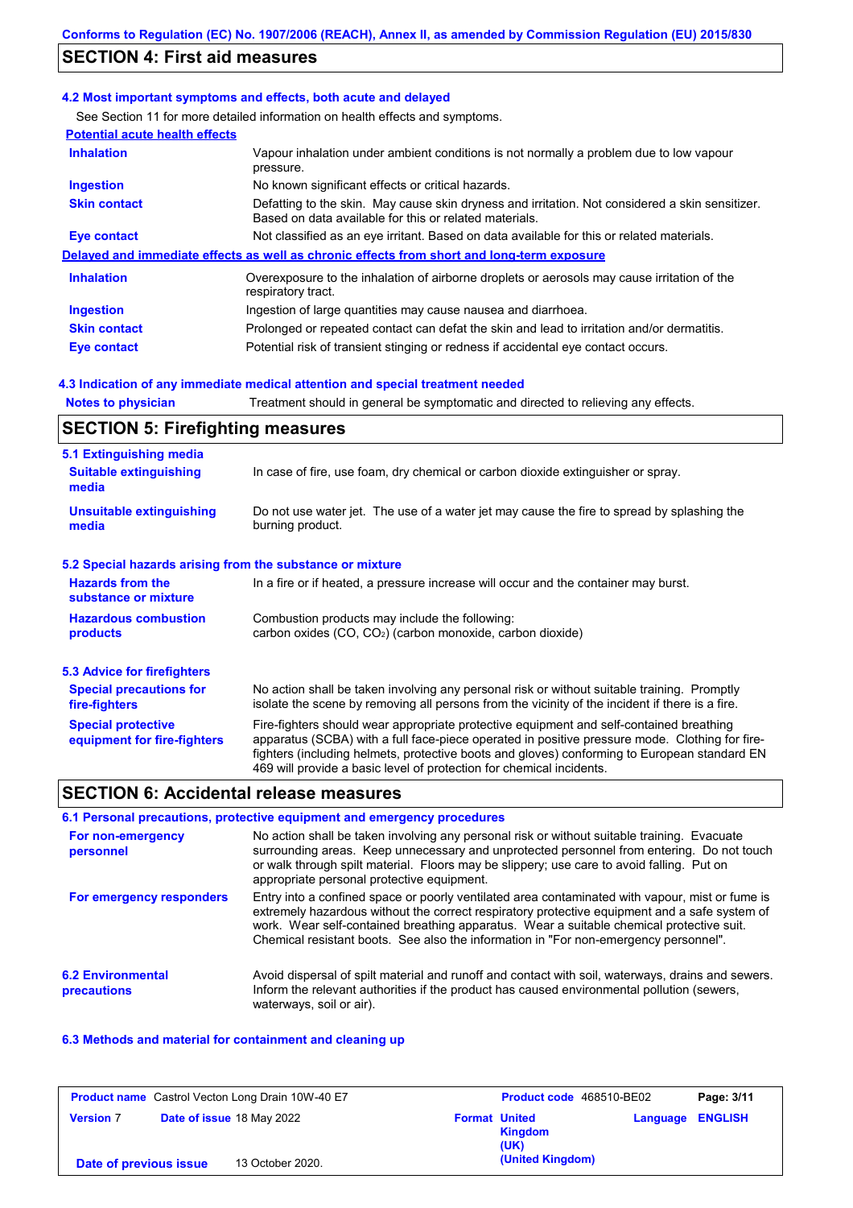## SECTION 4: First aid measures

### 4.2 Most important symptoms and effects, both acute and delayed

See Section 11 for more detailed information on health effects and symptoms.

**Potential acute health effects**

| | |
|---|---|
| **Inhalation** | Vapour inhalation under ambient conditions is not normally a problem due to low vapour pressure. |
| **Ingestion** | No known significant effects or critical hazards. |
| **Skin contact** | Defatting to the skin. May cause skin dryness and irritation. Not considered a skin sensitizer. Based on data available for this or related materials. |
| **Eye contact** | Not classified as an eye irritant. Based on data available for this or related materials. |

**Delayed and immediate effects as well as chronic effects from short and long-term exposure**

| | |
|---|---|
| **Inhalation** | Overexposure to the inhalation of airborne droplets or aerosols may cause irritation of the respiratory tract. |
| **Ingestion** | Ingestion of large quantities may cause nausea and diarrhoea. |
| **Skin contact** | Prolonged or repeated contact can defat the skin and lead to irritation and/or dermatitis. |
| **Eye contact** | Potential risk of transient stinging or redness if accidental eye contact occurs. |

### 4.3 Indication of any immediate medical attention and special treatment needed

| | |
|---|---|
| **Notes to physician** | Treatment should in general be symptomatic and directed to relieving any effects. |

## SECTION 5: Firefighting measures

### 5.1 Extinguishing media

| | |
|---|---|
| **Suitable extinguishing media** | In case of fire, use foam, dry chemical or carbon dioxide extinguisher or spray. |
| **Unsuitable extinguishing media** | Do not use water jet. The use of a water jet may cause the fire to spread by splashing the burning product. |

### 5.2 Special hazards arising from the substance or mixture

| | |
|---|---|
| **Hazards from the substance or mixture** | In a fire or if heated, a pressure increase will occur and the container may burst. |
| **Hazardous combustion products** | Combustion products may include the following: carbon oxides (CO, $CO_2$) (carbon monoxide, carbon dioxide) |

### 5.3 Advice for firefighters

| | |
|---|---|
| **Special precautions for fire-fighters** | No action shall be taken involving any personal risk or without suitable training. Promptly isolate the scene by removing all persons from the vicinity of the incident if there is a fire. |
| **Special protective equipment for fire-fighters** | Fire-fighters should wear appropriate protective equipment and self-contained breathing apparatus (SCBA) with a full face-piece operated in positive pressure mode. Clothing for fire-fighters (including helmets, protective boots and gloves) conforming to European standard EN 469 will provide a basic level of protection for chemical incidents. |

## SECTION 6: Accidental release measures

### 6.1 Personal precautions, protective equipment and emergency procedures

| | |
|---|---|
| **For non-emergency personnel** | No action shall be taken involving any personal risk or without suitable training. Evacuate surrounding areas. Keep unnecessary and unprotected personnel from entering. Do not touch or walk through spilt material. Floors may be slippery; use care to avoid falling. Put on appropriate personal protective equipment. |
| **For emergency responders** | Entry into a confined space or poorly ventilated area contaminated with vapour, mist or fume is extremely hazardous without the correct respiratory protective equipment and a safe system of work. Wear self-contained breathing apparatus. Wear a suitable chemical protective suit. Chemical resistant boots. See also the information in "For non-emergency personnel". |

| | |
|---|---|
| **6.2 Environmental precautions** | Avoid dispersal of spilt material and runoff and contact with soil, waterways, drains and sewers. Inform the relevant authorities if the product has caused environmental pollution (sewers, waterways, soil or air). |

### 6.3 Methods and material for containment and cleaning up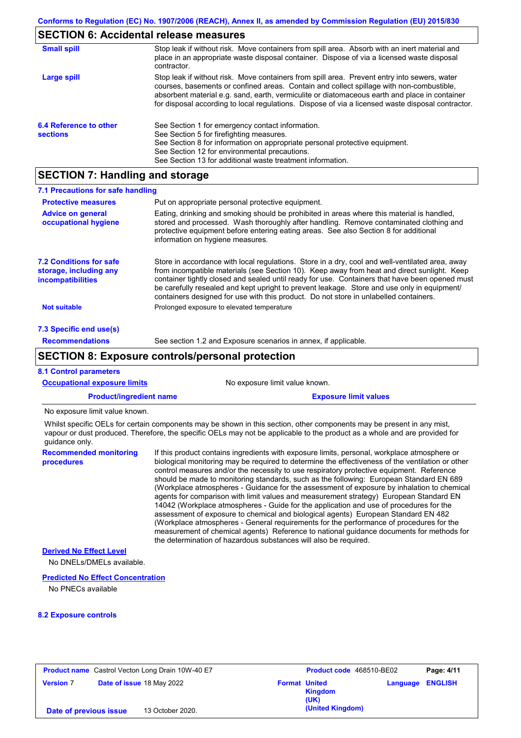## SECTION 6: Accidental release measures

**Small spill**

Stop leak if without risk. Move containers from spill area. Absorb with an inert material and place in an appropriate waste disposal container. Dispose of via a licensed waste disposal contractor.

**Large spill**

Stop leak if without risk. Move containers from spill area. Prevent entry into sewers, water courses, basements or confined areas. Contain and collect spillage with non-combustible, absorbent material e.g. sand, earth, vermiculite or diatomaceous earth and place in container for disposal according to local regulations. Dispose of via a licensed waste disposal contractor.

**6.4 Reference to other sections**

See Section 1 for emergency contact information.
See Section 5 for firefighting measures.
See Section 8 for information on appropriate personal protective equipment.
See Section 12 for environmental precautions.
See Section 13 for additional waste treatment information.

## SECTION 7: Handling and storage

### 7.1 Precautions for safe handling

**Protective measures**

Put on appropriate personal protective equipment.

**Advice on general occupational hygiene**

Eating, drinking and smoking should be prohibited in areas where this material is handled, stored and processed. Wash thoroughly after handling. Remove contaminated clothing and protective equipment before entering eating areas. See also Section 8 for additional information on hygiene measures.

**7.2 Conditions for safe storage, including any incompatibilities**

Store in accordance with local regulations. Store in a dry, cool and well-ventilated area, away from incompatible materials (see Section 10). Keep away from heat and direct sunlight. Keep container tightly closed and sealed until ready for use. Containers that have been opened must be carefully resealed and kept upright to prevent leakage. Store and use only in equipment/containers designed for use with this product. Do not store in unlabelled containers.

**Not suitable**

Prolonged exposure to elevated temperature

### 7.3 Specific end use(s)

**Recommendations**

See section 1.2 and Exposure scenarios in annex, if applicable.

## SECTION 8: Exposure controls/personal protection

### 8.1 Control parameters

**Occupational exposure limits**

No exposure limit value known.

| Product/ingredient name | Exposure limit values |
|---|---|
| No exposure limit value known. | |

Whilst specific OELs for certain components may be shown in this section, other components may be present in any mist, vapour or dust produced. Therefore, the specific OELs may not be applicable to the product as a whole and are provided for guidance only.

**Recommended monitoring procedures**

If this product contains ingredients with exposure limits, personal, workplace atmosphere or biological monitoring may be required to determine the effectiveness of the ventilation or other control measures and/or the necessity to use respiratory protective equipment. Reference should be made to monitoring standards, such as the following: European Standard EN 689 (Workplace atmospheres - Guidance for the assessment of exposure by inhalation to chemical agents for comparison with limit values and measurement strategy) European Standard EN 14042 (Workplace atmospheres - Guide for the application and use of procedures for the assessment of exposure to chemical and biological agents) European Standard EN 482 (Workplace atmospheres - General requirements for the performance of procedures for the measurement of chemical agents) Reference to national guidance documents for methods for the determination of hazardous substances will also be required.

**Derived No Effect Level**

No DNELs/DMELs available.

**Predicted No Effect Concentration**

No PNECs available

### 8.2 Exposure controls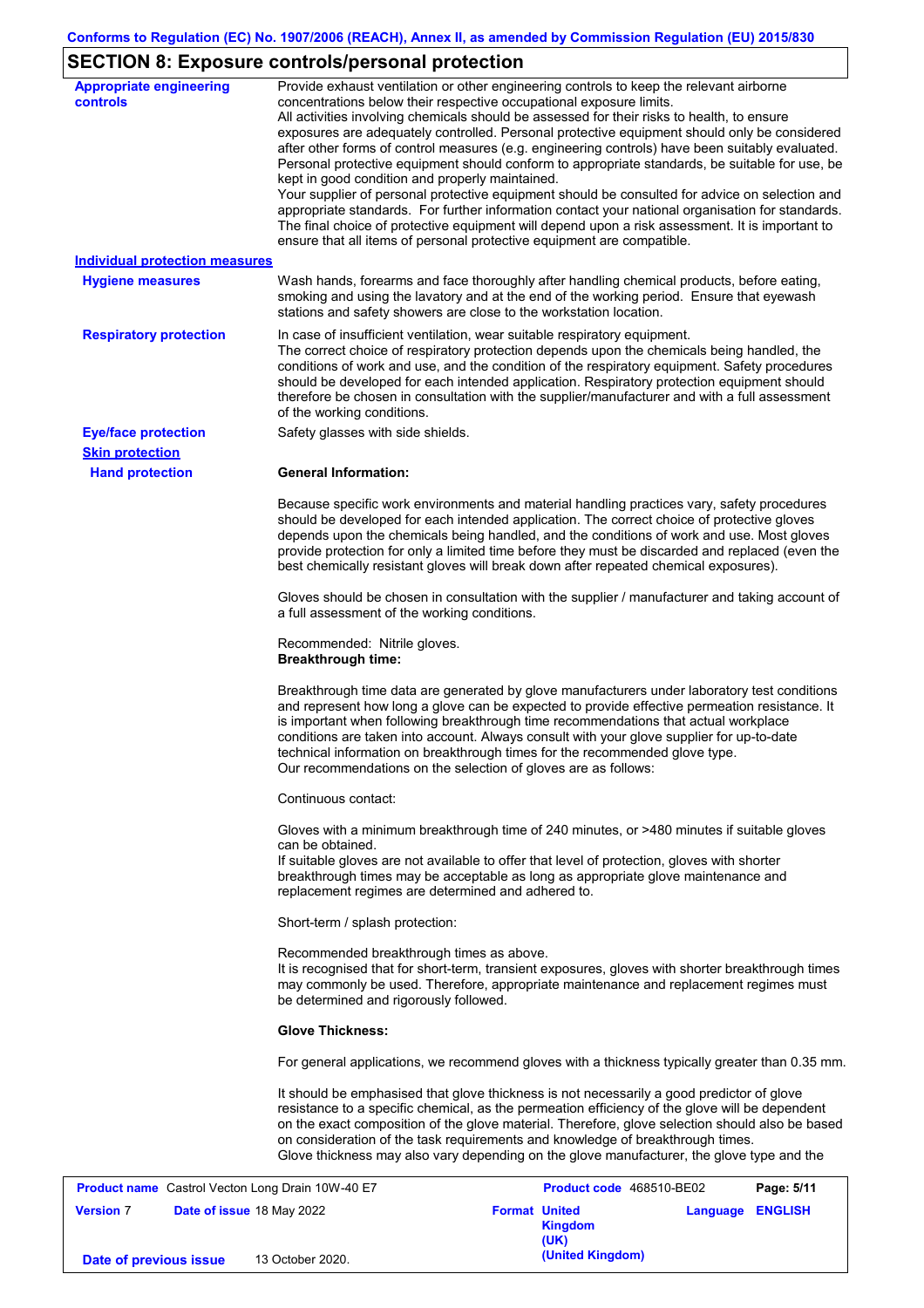## SECTION 8: Exposure controls/personal protection

**Appropriate engineering controls**

Provide exhaust ventilation or other engineering controls to keep the relevant airborne concentrations below their respective occupational exposure limits.
All activities involving chemicals should be assessed for their risks to health, to ensure exposures are adequately controlled. Personal protective equipment should only be considered after other forms of control measures (e.g. engineering controls) have been suitably evaluated. Personal protective equipment should conform to appropriate standards, be suitable for use, be kept in good condition and properly maintained.
Your supplier of personal protective equipment should be consulted for advice on selection and appropriate standards. For further information contact your national organisation for standards. The final choice of protective equipment will depend upon a risk assessment. It is important to ensure that all items of personal protective equipment are compatible.

**Individual protection measures**

**Hygiene measures**

Wash hands, forearms and face thoroughly after handling chemical products, before eating, smoking and using the lavatory and at the end of the working period. Ensure that eyewash stations and safety showers are close to the workstation location.

**Respiratory protection**

In case of insufficient ventilation, wear suitable respiratory equipment.
The correct choice of respiratory protection depends upon the chemicals being handled, the conditions of work and use, and the condition of the respiratory equipment. Safety procedures should be developed for each intended application. Respiratory protection equipment should therefore be chosen in consultation with the supplier/manufacturer and with a full assessment of the working conditions.

**Eye/face protection**

Safety glasses with side shields.

**Skin protection**

**Hand protection**

**General Information:**

Because specific work environments and material handling practices vary, safety procedures should be developed for each intended application. The correct choice of protective gloves depends upon the chemicals being handled, and the conditions of work and use. Most gloves provide protection for only a limited time before they must be discarded and replaced (even the best chemically resistant gloves will break down after repeated chemical exposures).

Gloves should be chosen in consultation with the supplier / manufacturer and taking account of a full assessment of the working conditions.

Recommended: Nitrile gloves.
**Breakthrough time:**

Breakthrough time data are generated by glove manufacturers under laboratory test conditions and represent how long a glove can be expected to provide effective permeation resistance. It is important when following breakthrough time recommendations that actual workplace conditions are taken into account. Always consult with your glove supplier for up-to-date technical information on breakthrough times for the recommended glove type.
Our recommendations on the selection of gloves are as follows:

Continuous contact:

Gloves with a minimum breakthrough time of 240 minutes, or >480 minutes if suitable gloves can be obtained.
If suitable gloves are not available to offer that level of protection, gloves with shorter breakthrough times may be acceptable as long as appropriate glove maintenance and replacement regimes are determined and adhered to.

Short-term / splash protection:

Recommended breakthrough times as above.
It is recognised that for short-term, transient exposures, gloves with shorter breakthrough times may commonly be used. Therefore, appropriate maintenance and replacement regimes must be determined and rigorously followed.

**Glove Thickness:**

For general applications, we recommend gloves with a thickness typically greater than 0.35 mm.

It should be emphasised that glove thickness is not necessarily a good predictor of glove resistance to a specific chemical, as the permeation efficiency of the glove will be dependent on the exact composition of the glove material. Therefore, glove selection should also be based on consideration of the task requirements and knowledge of breakthrough times.
Glove thickness may also vary depending on the glove manufacturer, the glove type and the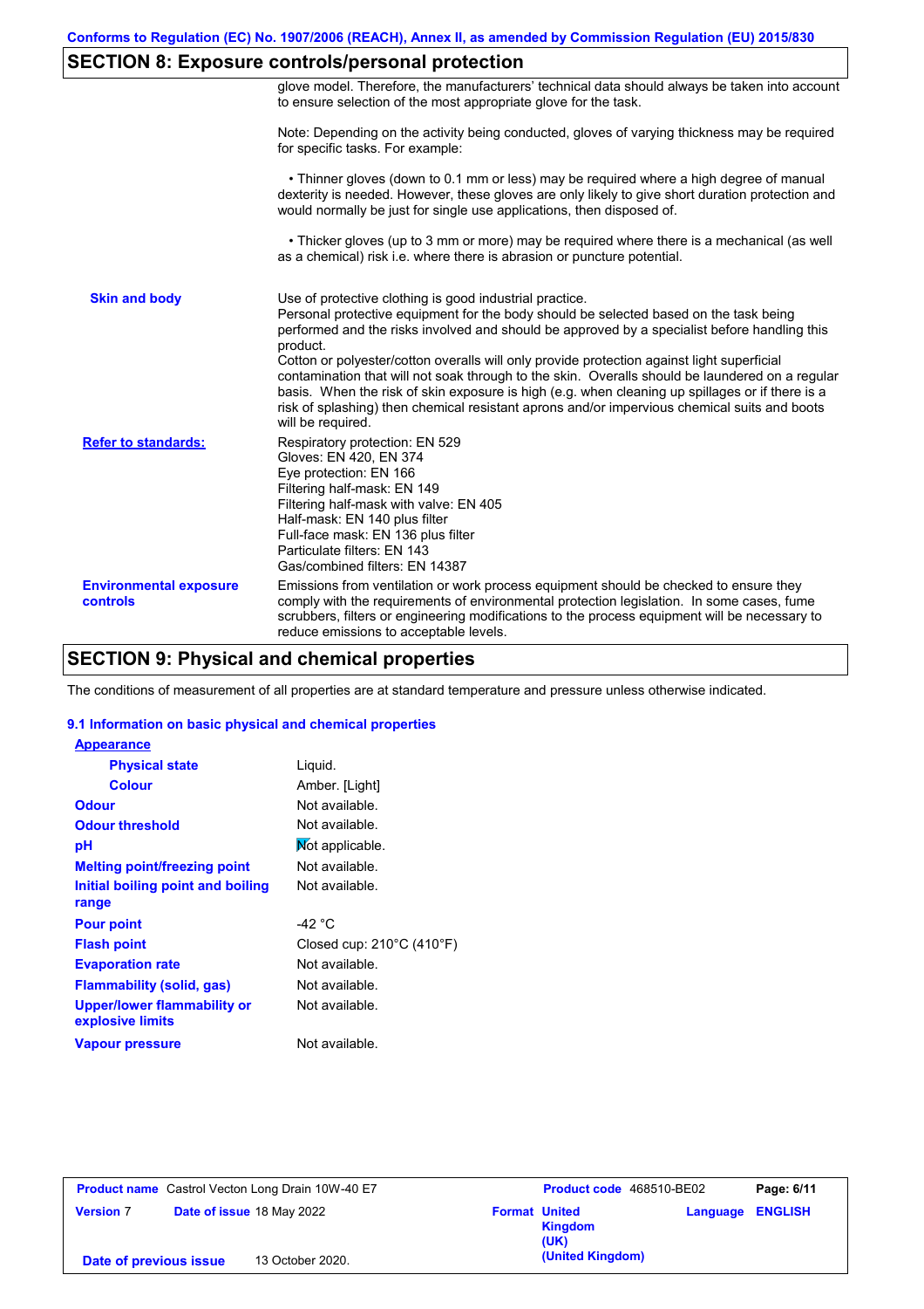## SECTION 8: Exposure controls/personal protection

glove model. Therefore, the manufacturers' technical data should always be taken into account to ensure selection of the most appropriate glove for the task.

Note: Depending on the activity being conducted, gloves of varying thickness may be required for specific tasks. For example:

• Thinner gloves (down to 0.1 mm or less) may be required where a high degree of manual dexterity is needed. However, these gloves are only likely to give short duration protection and would normally be just for single use applications, then disposed of.

• Thicker gloves (up to 3 mm or more) may be required where there is a mechanical (as well as a chemical) risk i.e. where there is abrasion or puncture potential.

**Skin and body**

Use of protective clothing is good industrial practice.
Personal protective equipment for the body should be selected based on the task being performed and the risks involved and should be approved by a specialist before handling this product.
Cotton or polyester/cotton overalls will only provide protection against light superficial contamination that will not soak through to the skin. Overalls should be laundered on a regular basis. When the risk of skin exposure is high (e.g. when cleaning up spillages or if there is a risk of splashing) then chemical resistant aprons and/or impervious chemical suits and boots will be required.

**Refer to standards:**

Respiratory protection: EN 529
Gloves: EN 420, EN 374
Eye protection: EN 166
Filtering half-mask: EN 149
Filtering half-mask with valve: EN 405
Half-mask: EN 140 plus filter
Full-face mask: EN 136 plus filter
Particulate filters: EN 143
Gas/combined filters: EN 14387

**Environmental exposure controls**

Emissions from ventilation or work process equipment should be checked to ensure they comply with the requirements of environmental protection legislation. In some cases, fume scrubbers, filters or engineering modifications to the process equipment will be necessary to reduce emissions to acceptable levels.

## SECTION 9: Physical and chemical properties

The conditions of measurement of all properties are at standard temperature and pressure unless otherwise indicated.

### 9.1 Information on basic physical and chemical properties

**Appearance**

| | |
|---|---|
| Physical state | Liquid. |
| Colour | Amber. [Light] |
| Odour | Not available. |
| Odour threshold | Not available. |
| pH | Not applicable. |
| Melting point/freezing point | Not available. |
| Initial boiling point and boiling range | Not available. |
| Pour point | -42 °C |
| Flash point | Closed cup: 210°C (410°F) |
| Evaporation rate | Not available. |
| Flammability (solid, gas) | Not available. |
| Upper/lower flammability or explosive limits | Not available. |
| Vapour pressure | Not available. |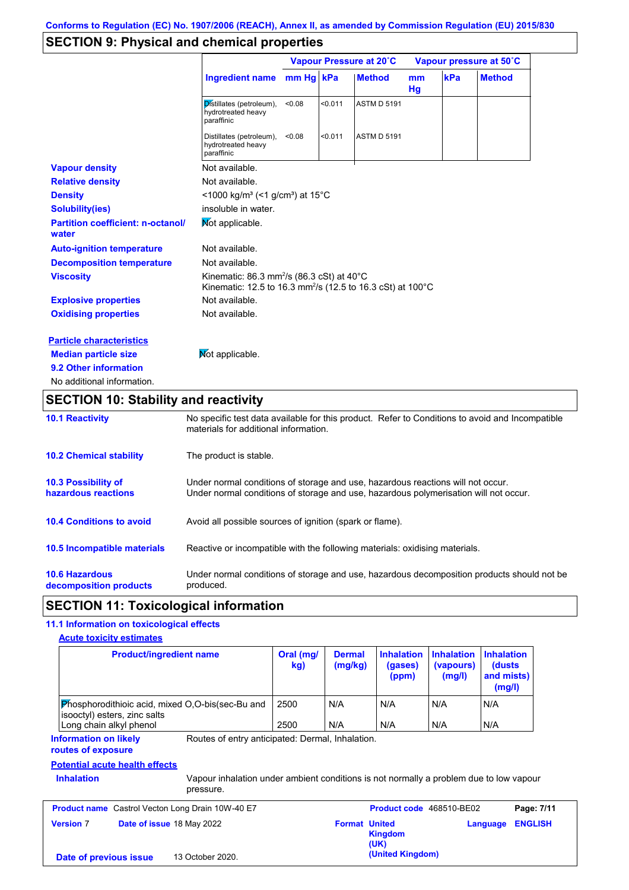Conforms to Regulation (EC) No. 1907/2006 (REACH), Annex II, as amended by Commission Regulation (EU) 2015/830

## SECTION 9: Physical and chemical properties

| Ingredient name | Vapour Pressure at 20˚C | | | Vapour pressure at 50˚C | | |
|---|---|---|---|---|---|---|
| | mm Hg | kPa | Method | mm Hg | kPa | Method |
| Distillates (petroleum), hydrotreated heavy paraffinic | <0.08 | <0.011 | ASTM D 5191 | | | |
| Distillates (petroleum), hydrotreated heavy paraffinic | <0.08 | <0.011 | ASTM D 5191 | | | |

**Vapour density** Not available.

**Relative density** Not available.

**Density** <1000 kg/m³ (<1 g/cm³) at 15°C

**Solubility(ies)** insoluble in water.

**Partition coefficient: n-octanol/water** Not applicable.

**Auto-ignition temperature** Not available.

**Decomposition temperature** Not available.

**Viscosity** Kinematic: 86.3 mm²/s (86.3 cSt) at 40°C
Kinematic: 12.5 to 16.3 mm²/s (12.5 to 16.3 cSt) at 100°C

**Explosive properties** Not available.

**Oxidising properties** Not available.

**Particle characteristics**

**Median particle size** Not applicable.

**9.2 Other information**

No additional information.

## SECTION 10: Stability and reactivity

**10.1 Reactivity** No specific test data available for this product. Refer to Conditions to avoid and Incompatible materials for additional information.

**10.2 Chemical stability** The product is stable.

**10.3 Possibility of hazardous reactions** Under normal conditions of storage and use, hazardous reactions will not occur.
Under normal conditions of storage and use, hazardous polymerisation will not occur.

**10.4 Conditions to avoid** Avoid all possible sources of ignition (spark or flame).

**10.5 Incompatible materials** Reactive or incompatible with the following materials: oxidising materials.

**10.6 Hazardous decomposition products** Under normal conditions of storage and use, hazardous decomposition products should not be produced.

## SECTION 11: Toxicological information

### 11.1 Information on toxicological effects

**Acute toxicity estimates**

| Product/ingredient name | Oral (mg/kg) | Dermal (mg/kg) | Inhalation (gases) (ppm) | Inhalation (vapours) (mg/l) | Inhalation (dusts and mists) (mg/l) |
|---|---|---|---|---|---|
| Phosphorodithioic acid, mixed O,O-bis(sec-Bu and isooctyl) esters, zinc salts | 2500 | N/A | N/A | N/A | N/A |
| Long chain alkyl phenol | 2500 | N/A | N/A | N/A | N/A |

**Information on likely routes of exposure** Routes of entry anticipated: Dermal, Inhalation.

**Potential acute health effects**

**Inhalation** Vapour inhalation under ambient conditions is not normally a problem due to low vapour pressure.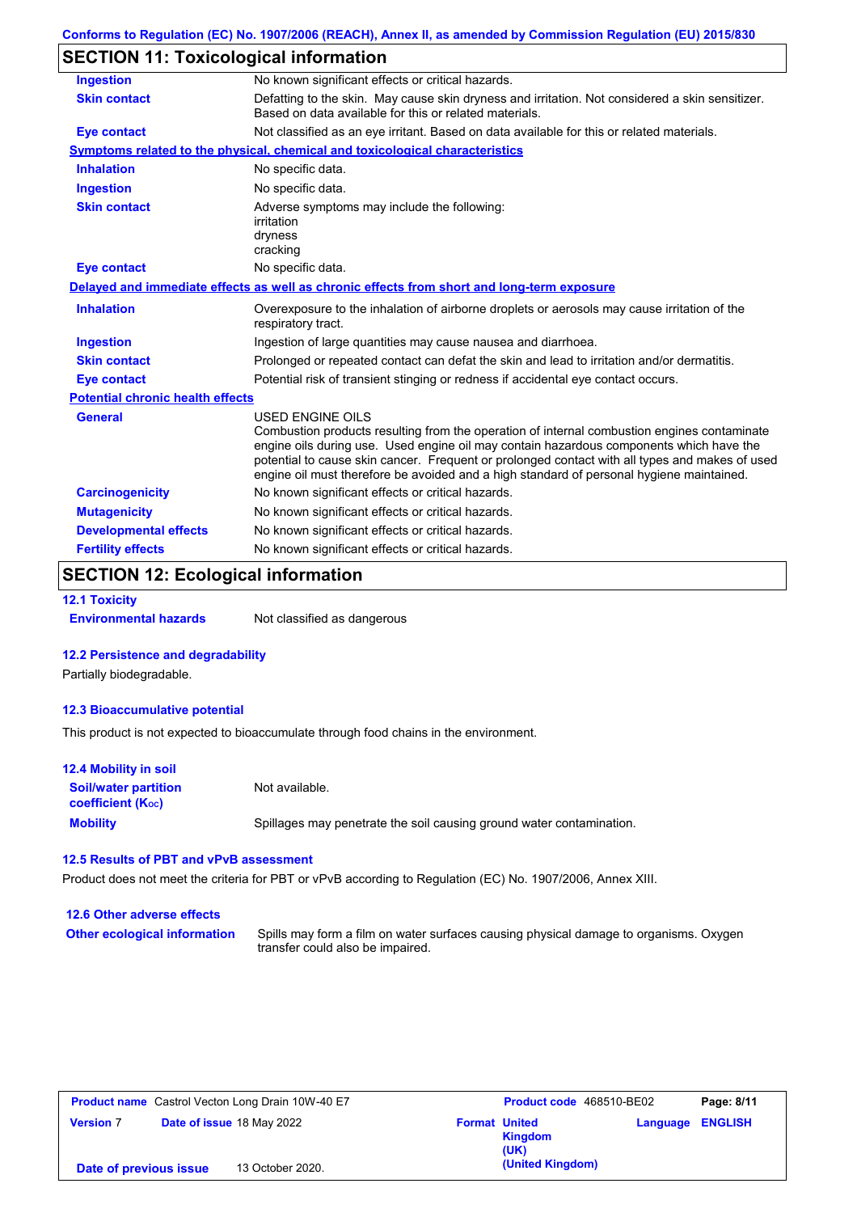## SECTION 11: Toxicological information

| | |
|---|---|
| **Ingestion** | No known significant effects or critical hazards. |
| **Skin contact** | Defatting to the skin. May cause skin dryness and irritation. Not considered a skin sensitizer. Based on data available for this or related materials. |
| **Eye contact** | Not classified as an eye irritant. Based on data available for this or related materials. |

**Symptoms related to the physical, chemical and toxicological characteristics**

| | |
|---|---|
| **Inhalation** | No specific data. |
| **Ingestion** | No specific data. |
| **Skin contact** | Adverse symptoms may include the following:<br>irritation<br>dryness<br>cracking |
| **Eye contact** | No specific data. |

**Delayed and immediate effects as well as chronic effects from short and long-term exposure**

| | |
|---|---|
| **Inhalation** | Overexposure to the inhalation of airborne droplets or aerosols may cause irritation of the respiratory tract. |
| **Ingestion** | Ingestion of large quantities may cause nausea and diarrhoea. |
| **Skin contact** | Prolonged or repeated contact can defat the skin and lead to irritation and/or dermatitis. |
| **Eye contact** | Potential risk of transient stinging or redness if accidental eye contact occurs. |

**Potential chronic health effects**

| | |
|---|---|
| **General** | USED ENGINE OILS<br>Combustion products resulting from the operation of internal combustion engines contaminate engine oils during use. Used engine oil may contain hazardous components which have the potential to cause skin cancer. Frequent or prolonged contact with all types and makes of used engine oil must therefore be avoided and a high standard of personal hygiene maintained. |
| **Carcinogenicity** | No known significant effects or critical hazards. |
| **Mutagenicity** | No known significant effects or critical hazards. |
| **Developmental effects** | No known significant effects or critical hazards. |
| **Fertility effects** | No known significant effects or critical hazards. |

## SECTION 12: Ecological information

### 12.1 Toxicity

**Environmental hazards** Not classified as dangerous

### 12.2 Persistence and degradability

Partially biodegradable.

### 12.3 Bioaccumulative potential

This product is not expected to bioaccumulate through food chains in the environment.

### 12.4 Mobility in soil

| | |
|---|---|
| **Soil/water partition coefficient ($K_{oc}$)** | Not available. |
| **Mobility** | Spillages may penetrate the soil causing ground water contamination. |

### 12.5 Results of PBT and vPvB assessment

Product does not meet the criteria for PBT or vPvB according to Regulation (EC) No. 1907/2006, Annex XIII.

### 12.6 Other adverse effects

**Other ecological information** Spills may form a film on water surfaces causing physical damage to organisms. Oxygen transfer could also be impaired.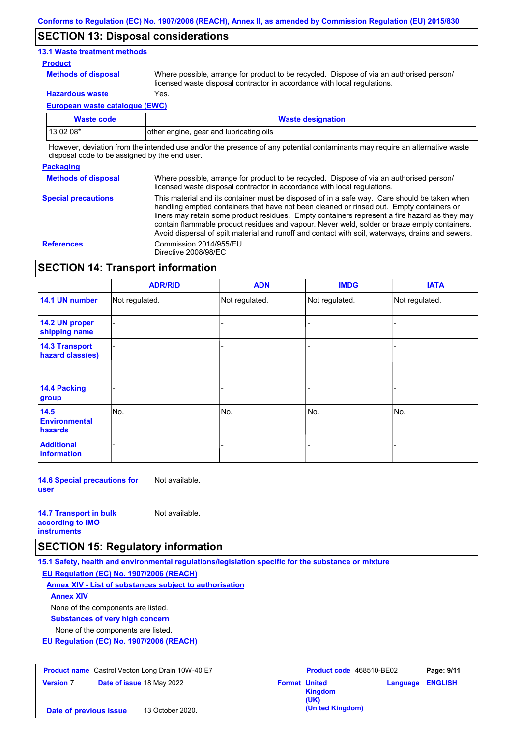## SECTION 13: Disposal considerations

### 13.1 Waste treatment methods

**Product**

**Methods of disposal**: Where possible, arrange for product to be recycled. Dispose of via an authorised person/ licensed waste disposal contractor in accordance with local regulations.

**Hazardous waste**: Yes.

**European waste catalogue (EWC)**

| Waste code | Waste designation |
|---|---|
| 13 02 08* | other engine, gear and lubricating oils |

However, deviation from the intended use and/or the presence of any potential contaminants may require an alternative waste disposal code to be assigned by the end user.

**Packaging**

**Methods of disposal**: Where possible, arrange for product to be recycled. Dispose of via an authorised person/ licensed waste disposal contractor in accordance with local regulations.

**Special precautions**: This material and its container must be disposed of in a safe way. Care should be taken when handling emptied containers that have not been cleaned or rinsed out. Empty containers or liners may retain some product residues. Empty containers represent a fire hazard as they may contain flammable product residues and vapour. Never weld, solder or braze empty containers. Avoid dispersal of spilt material and runoff and contact with soil, waterways, drains and sewers.

**References**: Commission 2014/955/EU
Directive 2008/98/EC

## SECTION 14: Transport information

| | ADR/RID | ADN | IMDG | IATA |
|---|---|---|---|---|
| **14.1 UN number** | Not regulated. | Not regulated. | Not regulated. | Not regulated. |
| **14.2 UN proper shipping name** | - | - | - | - |
| **14.3 Transport hazard class(es)** | - | - | - | - |
| **14.4 Packing group** | - | - | - | - |
| **14.5 Environmental hazards** | No. | No. | No. | No. |
| **Additional information** | - | - | - | - |

**14.6 Special precautions for user**: Not available.

**14.7 Transport in bulk according to IMO instruments**: Not available.

## SECTION 15: Regulatory information

### 15.1 Safety, health and environmental regulations/legislation specific for the substance or mixture

**EU Regulation (EC) No. 1907/2006 (REACH)**

**Annex XIV - List of substances subject to authorisation**

**Annex XIV**

None of the components are listed.

**Substances of very high concern**

None of the components are listed.

**EU Regulation (EC) No. 1907/2006 (REACH)**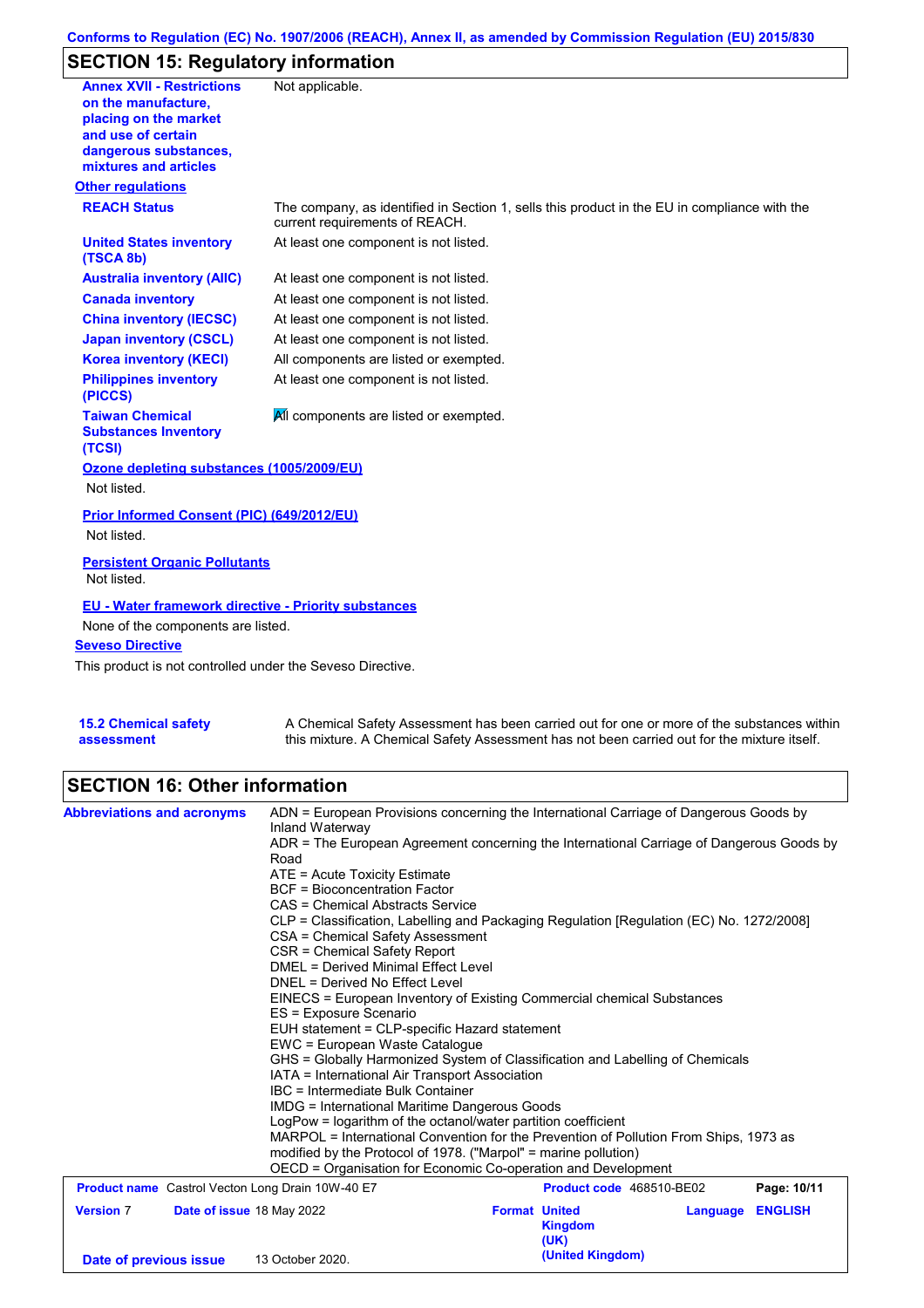## SECTION 15: Regulatory information

| | |
|---|---|
| **Annex XVII - Restrictions on the manufacture, placing on the market and use of certain dangerous substances, mixtures and articles** | Not applicable. |

**Other regulations**

| | |
|---|---|
| **REACH Status** | The company, as identified in Section 1, sells this product in the EU in compliance with the current requirements of REACH. |
| **United States inventory (TSCA 8b)** | At least one component is not listed. |
| **Australia inventory (AIIC)** | At least one component is not listed. |
| **Canada inventory** | At least one component is not listed. |
| **China inventory (IECSC)** | At least one component is not listed. |
| **Japan inventory (CSCL)** | At least one component is not listed. |
| **Korea inventory (KECI)** | All components are listed or exempted. |
| **Philippines inventory (PICCS)** | At least one component is not listed. |
| **Taiwan Chemical Substances Inventory (TCSI)** | All components are listed or exempted. |

**Ozone depleting substances (1005/2009/EU)**

Not listed.

**Prior Informed Consent (PIC) (649/2012/EU)**

Not listed.

**Persistent Organic Pollutants**

Not listed.

**EU - Water framework directive - Priority substances**

None of the components are listed.

**Seveso Directive**

This product is not controlled under the Seveso Directive.

| | |
|---|---|
| **15.2 Chemical safety assessment** | A Chemical Safety Assessment has been carried out for one or more of the substances within this mixture. A Chemical Safety Assessment has not been carried out for the mixture itself. |

## SECTION 16: Other information

**Abbreviations and acronyms**

ADN = European Provisions concerning the International Carriage of Dangerous Goods by Inland Waterway
ADR = The European Agreement concerning the International Carriage of Dangerous Goods by Road
ATE = Acute Toxicity Estimate
BCF = Bioconcentration Factor
CAS = Chemical Abstracts Service
CLP = Classification, Labelling and Packaging Regulation [Regulation (EC) No. 1272/2008]
CSA = Chemical Safety Assessment
CSR = Chemical Safety Report
DMEL = Derived Minimal Effect Level
DNEL = Derived No Effect Level
EINECS = European Inventory of Existing Commercial chemical Substances
ES = Exposure Scenario
EUH statement = CLP-specific Hazard statement
EWC = European Waste Catalogue
GHS = Globally Harmonized System of Classification and Labelling of Chemicals
IATA = International Air Transport Association
IBC = Intermediate Bulk Container
IMDG = International Maritime Dangerous Goods
LogPow = logarithm of the octanol/water partition coefficient
MARPOL = International Convention for the Prevention of Pollution From Ships, 1973 as modified by the Protocol of 1978. ("Marpol" = marine pollution)
OECD = Organisation for Economic Co-operation and Development

| | | | |
|---|---|---|---|
| **Product name** Castrol Vecton Long Drain 10W-40 E7 | | **Product code** 468510-BE02 | |
| **Version** 7 | **Date of issue** 18 May 2022 | **Format** United Kingdom (UK) (United Kingdom) | **Language** ENGLISH |
| **Date of previous issue** | 13 October 2020. | | |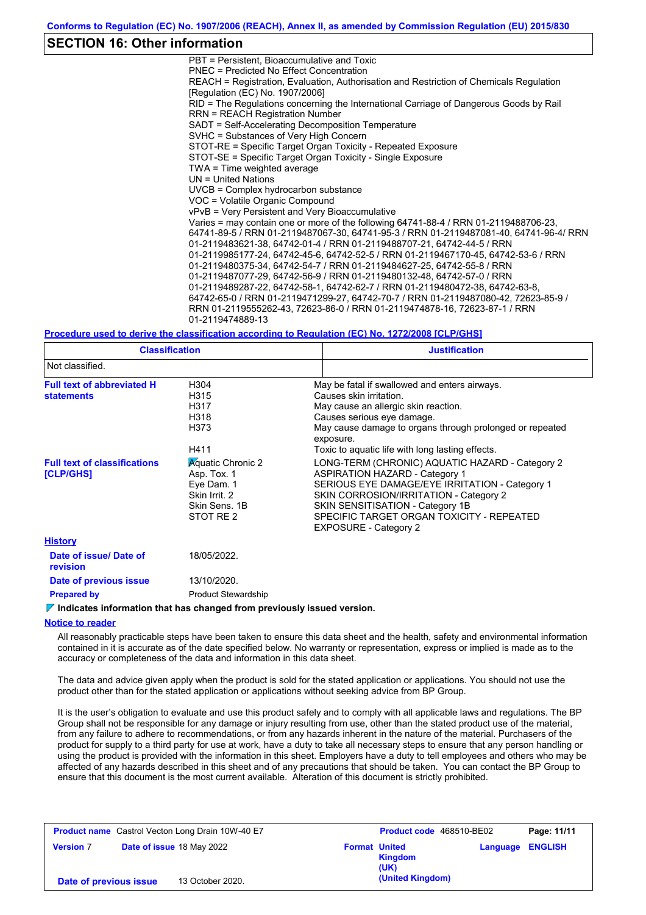## SECTION 16: Other information

PBT = Persistent, Bioaccumulative and Toxic
PNEC = Predicted No Effect Concentration
REACH = Registration, Evaluation, Authorisation and Restriction of Chemicals Regulation [Regulation (EC) No. 1907/2006]
RID = The Regulations concerning the International Carriage of Dangerous Goods by Rail
RRN = REACH Registration Number
SADT = Self-Accelerating Decomposition Temperature
SVHC = Substances of Very High Concern
STOT-RE = Specific Target Organ Toxicity - Repeated Exposure
STOT-SE = Specific Target Organ Toxicity - Single Exposure
TWA = Time weighted average
UN = United Nations
UVCB = Complex hydrocarbon substance
VOC = Volatile Organic Compound
vPvB = Very Persistent and Very Bioaccumulative
Varies = may contain one or more of the following 64741-88-4 / RRN 01-2119488706-23, 64741-89-5 / RRN 01-2119487067-30, 64741-95-3 / RRN 01-2119487081-40, 64741-96-4/ RRN 01-2119483621-38, 64742-01-4 / RRN 01-2119488707-21, 64742-44-5 / RRN 01-2119985177-24, 64742-45-6, 64742-52-5 / RRN 01-2119467170-45, 64742-53-6 / RRN 01-2119480375-34, 64742-54-7 / RRN 01-2119484627-25, 64742-55-8 / RRN 01-2119487077-29, 64742-56-9 / RRN 01-2119480132-48, 64742-57-0 / RRN 01-2119489287-22, 64742-58-1, 64742-62-7 / RRN 01-2119480472-38, 64742-63-8, 64742-65-0 / RRN 01-2119471299-27, 64742-70-7 / RRN 01-2119487080-42, 72623-85-9 / RRN 01-2119555262-43, 72623-86-0 / RRN 01-2119474878-16, 72623-87-1 / RRN 01-2119474889-13

**Procedure used to derive the classification according to Regulation (EC) No. 1272/2008 [CLP/GHS]**

| Classification | Justification |
|---|---|
| Not classified. | |

**Full text of abbreviated H statements**

| | |
|---|---|
| H304 | May be fatal if swallowed and enters airways. |
| H315 | Causes skin irritation. |
| H317 | May cause an allergic skin reaction. |
| H318 | Causes serious eye damage. |
| H373 | May cause damage to organs through prolonged or repeated exposure. |
| H411 | Toxic to aquatic life with long lasting effects. |

**Full text of classifications [CLP/GHS]**

| | |
|---|---|
| Aquatic Chronic 2 | LONG-TERM (CHRONIC) AQUATIC HAZARD - Category 2 |
| Asp. Tox. 1 | ASPIRATION HAZARD - Category 1 |
| Eye Dam. 1 | SERIOUS EYE DAMAGE/EYE IRRITATION - Category 1 |
| Skin Irrit. 2 | SKIN CORROSION/IRRITATION - Category 2 |
| Skin Sens. 1B | SKIN SENSITISATION - Category 1B |
| STOT RE 2 | SPECIFIC TARGET ORGAN TOXICITY - REPEATED EXPOSURE - Category 2 |

**History**

**Date of issue/ Date of revision** 18/05/2022.

**Date of previous issue** 13/10/2020.

**Prepared by** Product Stewardship

**Indicates information that has changed from previously issued version.**

**Notice to reader**

All reasonably practicable steps have been taken to ensure this data sheet and the health, safety and environmental information contained in it is accurate as of the date specified below. No warranty or representation, express or implied is made as to the accuracy or completeness of the data and information in this data sheet.

The data and advice given apply when the product is sold for the stated application or applications. You should not use the product other than for the stated application or applications without seeking advice from BP Group.

It is the user's obligation to evaluate and use this product safely and to comply with all applicable laws and regulations. The BP Group shall not be responsible for any damage or injury resulting from use, other than the stated product use of the material, from any failure to adhere to recommendations, or from any hazards inherent in the nature of the material. Purchasers of the product for supply to a third party for use at work, have a duty to take all necessary steps to ensure that any person handling or using the product is provided with the information in this sheet. Employers have a duty to tell employees and others who may be affected of any hazards described in this sheet and of any precautions that should be taken. You can contact the BP Group to ensure that this document is the most current available. Alteration of this document is strictly prohibited.